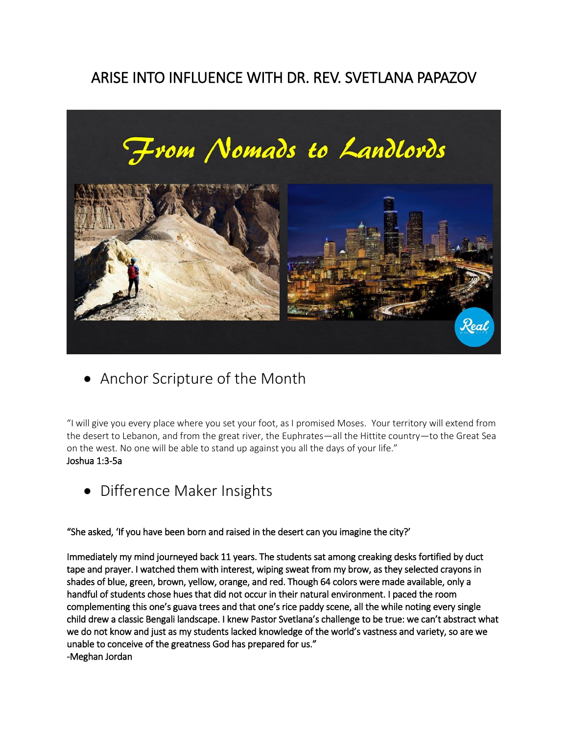# ARISE INTO INFLUENCE WITH DR. REV. SVETLANA PAPAZOV

- Anchor Scripture of the Month

"I will give you every place where you set your foot, as I promised Moses. Your territory will extend from the desert to Lebanon, and from the great river, the Euphrates—all the Hittite country—to the Great Sea on the west. No one will be able to stand up against you all the days of your life."
Joshua 1:3-5a

- Difference Maker Insights

"She asked, 'If you have been born and raised in the desert can you imagine the city?'

Immediately my mind journeyed back 11 years. The students sat among creaking desks fortified by duct tape and prayer. I watched them with interest, wiping sweat from my brow, as they selected crayons in shades of blue, green, brown, yellow, orange, and red. Though 64 colors were made available, only a handful of students chose hues that did not occur in their natural environment. I paced the room complementing this one's guava trees and that one's rice paddy scene, all the while noting every single child drew a classic Bengali landscape. I knew Pastor Svetlana's challenge to be true: we can't abstract what we do not know and just as my students lacked knowledge of the world's vastness and variety, so are we unable to conceive of the greatness God has prepared for us."
-Meghan Jordan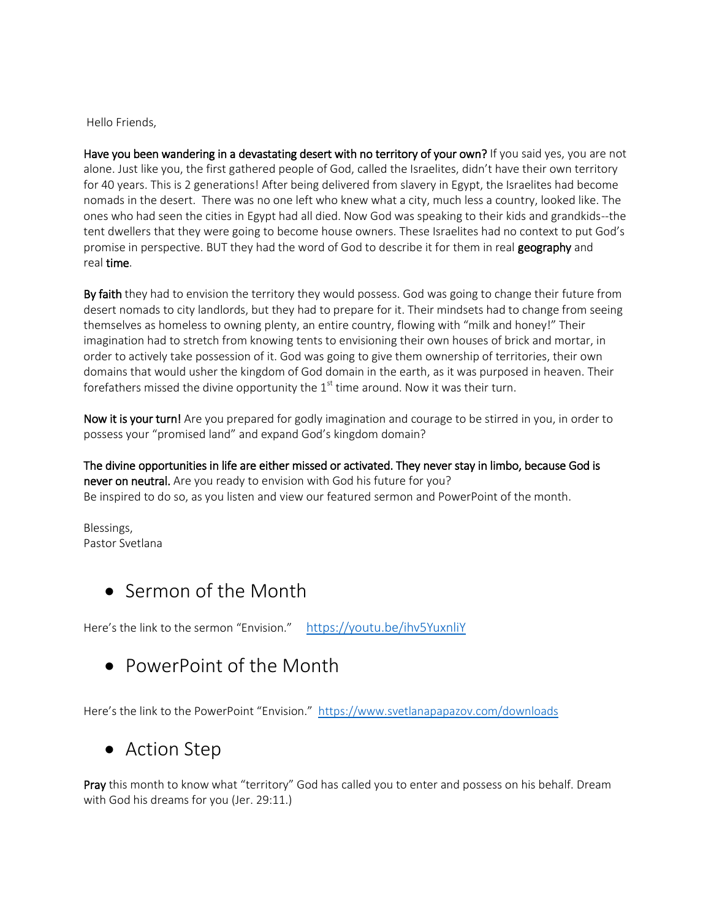Hello Friends,

**Have you been wandering in a devastating desert with no territory of your own?** If you said yes, you are not alone. Just like you, the first gathered people of God, called the Israelites, didn't have their own territory for 40 years. This is 2 generations! After being delivered from slavery in Egypt, the Israelites had become nomads in the desert. There was no one left who knew what a city, much less a country, looked like. The ones who had seen the cities in Egypt had all died. Now God was speaking to their kids and grandkids--the tent dwellers that they were going to become house owners. These Israelites had no context to put God's promise in perspective. BUT they had the word of God to describe it for them in real **geography** and real **time**.

**By faith** they had to envision the territory they would possess. God was going to change their future from desert nomads to city landlords, but they had to prepare for it. Their mindsets had to change from seeing themselves as homeless to owning plenty, an entire country, flowing with "milk and honey!" Their imagination had to stretch from knowing tents to envisioning their own houses of brick and mortar, in order to actively take possession of it. God was going to give them ownership of territories, their own domains that would usher the kingdom of God domain in the earth, as it was purposed in heaven. Their forefathers missed the divine opportunity the 1st time around. Now it was their turn.

**Now it is your turn!** Are you prepared for godly imagination and courage to be stirred in you, in order to possess your "promised land" and expand God's kingdom domain?

**The divine opportunities in life are either missed or activated. They never stay in limbo, because God is never on neutral.** Are you ready to envision with God his future for you?
Be inspired to do so, as you listen and view our featured sermon and PowerPoint of the month.

Blessings,
Pastor Svetlana

- ## Sermon of the Month

Here's the link to the sermon "Envision." https://youtu.be/ihv5YuxnliY

- ## PowerPoint of the Month

Here's the link to the PowerPoint "Envision." https://www.svetlanapapazov.com/downloads

- ## Action Step

**Pray** this month to know what "territory" God has called you to enter and possess on his behalf. Dream with God his dreams for you (Jer. 29:11.)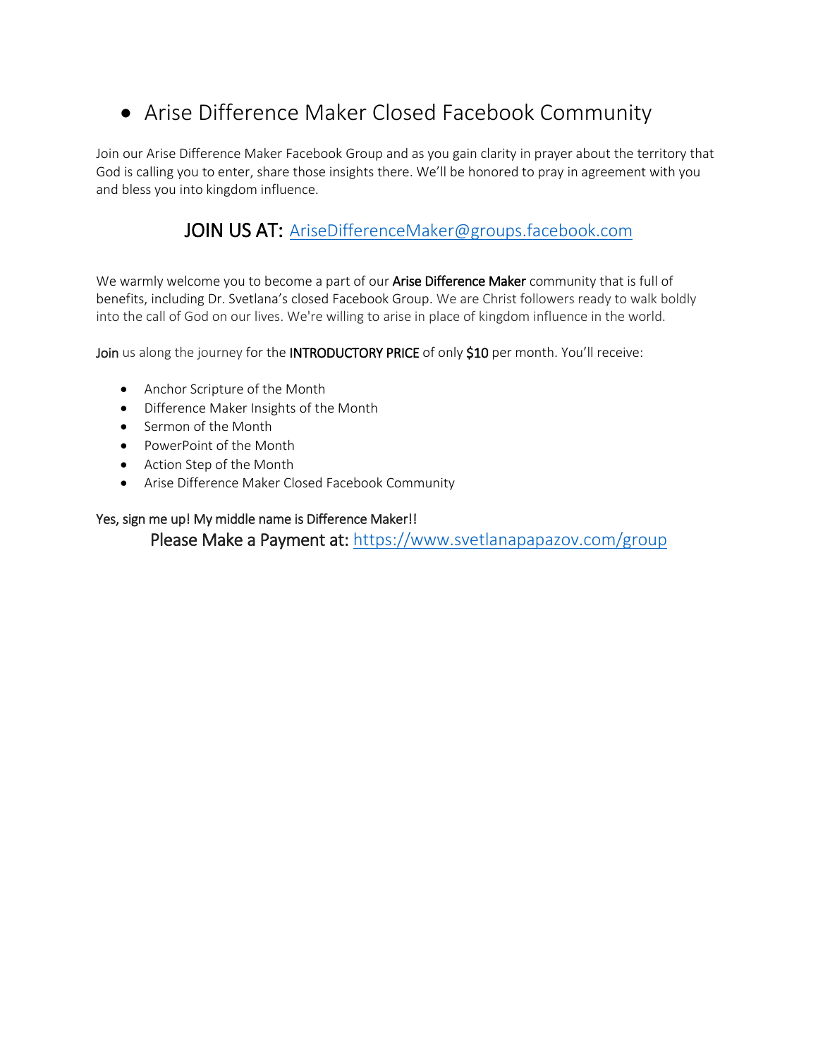- Arise Difference Maker Closed Facebook Community

Join our Arise Difference Maker Facebook Group and as you gain clarity in prayer about the territory that God is calling you to enter, share those insights there. We'll be honored to pray in agreement with you and bless you into kingdom influence.

JOIN US AT: AriseDifferenceMaker@groups.facebook.com

We warmly welcome you to become a part of our **Arise Difference Maker** community that is full of benefits, including Dr. Svetlana's closed Facebook Group. We are Christ followers ready to walk boldly into the call of God on our lives. We're willing to arise in place of kingdom influence in the world.

Join us along the journey for the INTRODUCTORY PRICE of only $10 per month. You'll receive:

- Anchor Scripture of the Month
- Difference Maker Insights of the Month
- Sermon of the Month
- PowerPoint of the Month
- Action Step of the Month
- Arise Difference Maker Closed Facebook Community

Yes, sign me up! My middle name is Difference Maker!!

Please Make a Payment at: https://www.svetlanapapazov.com/group